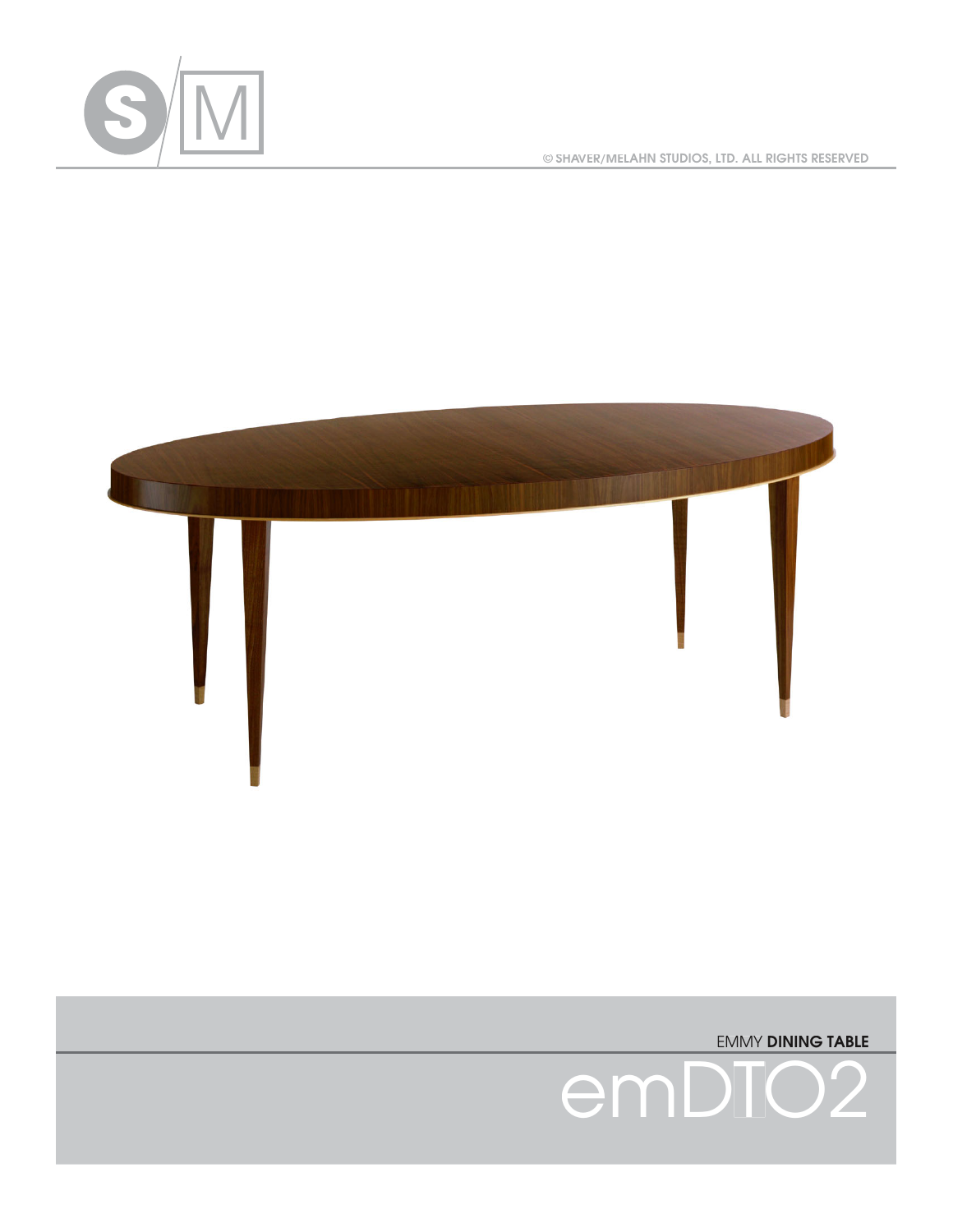S|M

© SHAVER/MELAHN STUDIOS, LTD. ALL RIGHTS RESERVED

EMMY **DINING TABLE**

# emDTO2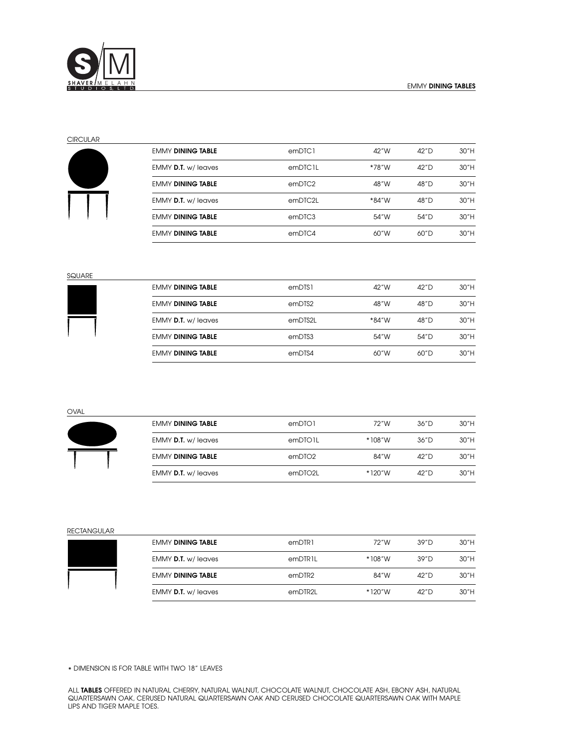# EMMY **DINING TABLES**

## CIRCULAR

| | | | | |
|---|---|---|---|---|
| EMMY **DINING TABLE** | emDTC1 | 42″W | 42″D | 30″H |
| EMMY **D.T.** w/ leaves | emDTC1L | *78″W | 42″D | 30″H |
| EMMY **DINING TABLE** | emDTC2 | 48″W | 48″D | 30″H |
| EMMY **D.T.** w/ leaves | emDTC2L | *84″W | 48″D | 30″H |
| EMMY **DINING TABLE** | emDTC3 | 54″W | 54″D | 30″H |
| EMMY **DINING TABLE** | emDTC4 | 60″W | 60″D | 30″H |

## SQUARE

| | | | | |
|---|---|---|---|---|
| EMMY **DINING TABLE** | emDTS1 | 42″W | 42″D | 30″H |
| EMMY **DINING TABLE** | emDTS2 | 48″W | 48″D | 30″H |
| EMMY **D.T.** w/ leaves | emDTS2L | *84″W | 48″D | 30″H |
| EMMY **DINING TABLE** | emDTS3 | 54″W | 54″D | 30″H |
| EMMY **DINING TABLE** | emDTS4 | 60″W | 60″D | 30″H |

## OVAL

| | | | | |
|---|---|---|---|---|
| EMMY **DINING TABLE** | emDTO1 | 72″W | 36″D | 30″H |
| EMMY **D.T.** w/ leaves | emDTO1L | *108″W | 36″D | 30″H |
| EMMY **DINING TABLE** | emDTO2 | 84″W | 42″D | 30″H |
| EMMY **D.T.** w/ leaves | emDTO2L | *120″W | 42″D | 30″H |

## RECTANGULAR

| | | | | |
|---|---|---|---|---|
| EMMY **DINING TABLE** | emDTR1 | 72″W | 39″D | 30″H |
| EMMY **D.T.** w/ leaves | emDTR1L | *108″W | 39″D | 30″H |
| EMMY **DINING TABLE** | emDTR2 | 84″W | 42″D | 30″H |
| EMMY **D.T.** w/ leaves | emDTR2L | *120″W | 42″D | 30″H |

* DIMENSION IS FOR TABLE WITH TWO 18″ LEAVES

ALL **TABLES** OFFERED IN NATURAL CHERRY, NATURAL WALNUT, CHOCOLATE WALNUT, CHOCOLATE ASH, EBONY ASH, NATURAL QUARTERSAWN OAK, CERUSED NATURAL QUARTERSAWN OAK AND CERUSED CHOCOLATE QUARTERSAWN OAK WITH MAPLE LIPS AND TIGER MAPLE TOES.